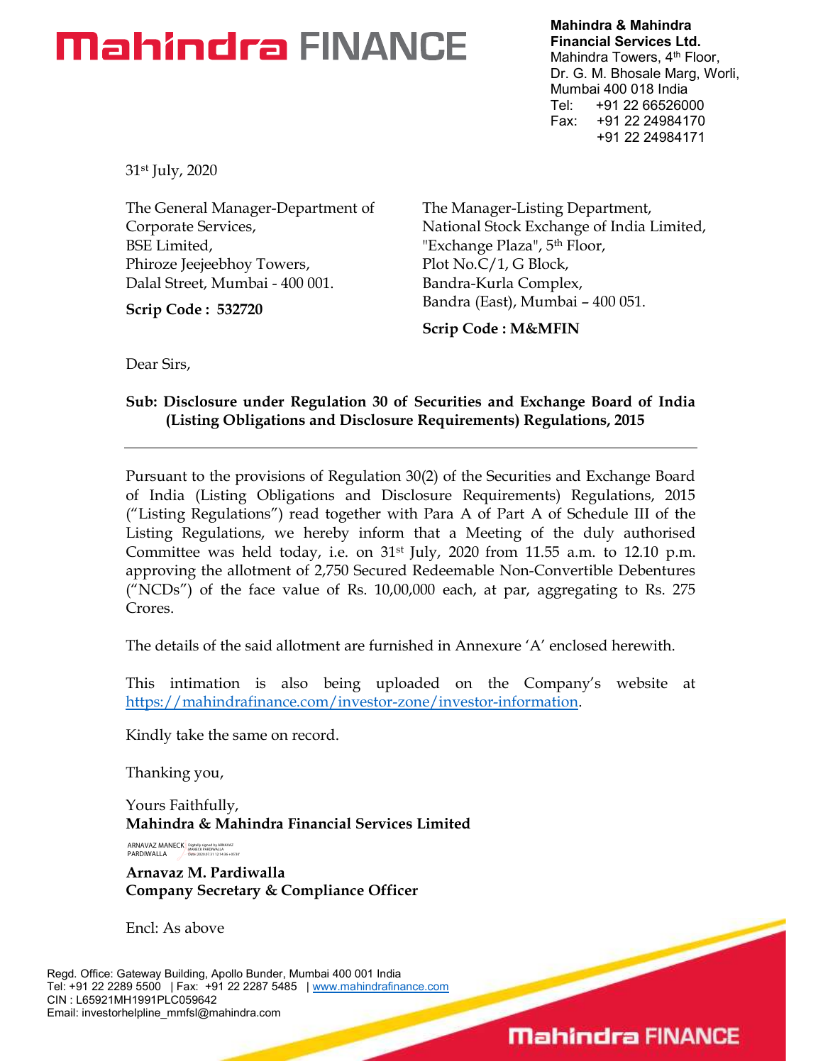**Mahindra & Mahindra Financial Services Ltd.**
Mahindra Towers, 4th Floor,
Dr. G. M. Bhosale Marg, Worli,
Mumbai 400 018 India
Tel: +91 22 66526000
Fax: +91 22 24984170
+91 22 24984171

31st July, 2020

The General Manager-Department of Corporate Services,
BSE Limited,
Phiroze Jeejeebhoy Towers,
Dalal Street, Mumbai - 400 001.

**Scrip Code : 532720**

The Manager-Listing Department,
National Stock Exchange of India Limited,
"Exchange Plaza", 5th Floor,
Plot No.C/1, G Block,
Bandra-Kurla Complex,
Bandra (East), Mumbai – 400 051.

**Scrip Code : M&MFIN**

Dear Sirs,

**Sub: Disclosure under Regulation 30 of Securities and Exchange Board of India (Listing Obligations and Disclosure Requirements) Regulations, 2015**

---

Pursuant to the provisions of Regulation 30(2) of the Securities and Exchange Board of India (Listing Obligations and Disclosure Requirements) Regulations, 2015 ("Listing Regulations") read together with Para A of Part A of Schedule III of the Listing Regulations, we hereby inform that a Meeting of the duly authorised Committee was held today, i.e. on 31st July, 2020 from 11.55 a.m. to 12.10 p.m. approving the allotment of 2,750 Secured Redeemable Non-Convertible Debentures ("NCDs") of the face value of Rs. 10,00,000 each, at par, aggregating to Rs. 275 Crores.

The details of the said allotment are furnished in Annexure 'A' enclosed herewith.

This intimation is also being uploaded on the Company's website at https://mahindrafinance.com/investor-zone/investor-information.

Kindly take the same on record.

Thanking you,

Yours Faithfully,
**Mahindra & Mahindra Financial Services Limited**

ARNAVAZ MANECK PARDIWALLA (Digitally signed by ARNAVAZ MANECK PARDIWALLA)

**Arnavaz M. Pardiwalla**
**Company Secretary & Compliance Officer**

Encl: As above

Regd. Office: Gateway Building, Apollo Bunder, Mumbai 400 001 India
Tel: +91 22 2289 5500 | Fax: +91 22 2287 5485 | www.mahindrafinance.com
CIN : L65921MH1991PLC059642
Email: investorhelpline_mmfsl@mahindra.com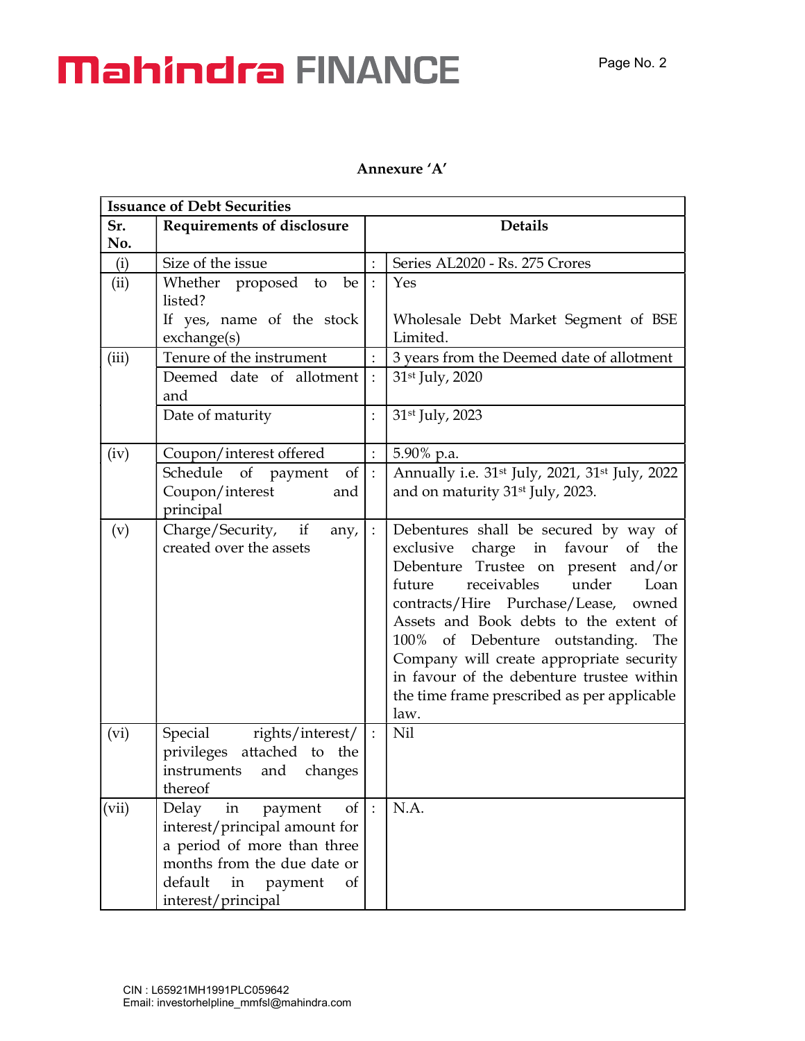**Annexure 'A'**

| Issuance of Debt Securities | | | |
|---|---|---|---|
| **Sr. No.** | **Requirements of disclosure** | | **Details** |
| (i) | Size of the issue | : | Series AL2020 - Rs. 275 Crores |
| (ii) | Whether proposed to be listed?<br>If yes, name of the stock exchange(s) | : | Yes<br><br>Wholesale Debt Market Segment of BSE Limited. |
| (iii) | Tenure of the instrument | : | 3 years from the Deemed date of allotment |
| | Deemed date of allotment and | : | 31st July, 2020 |
| | Date of maturity | : | 31st July, 2023 |
| (iv) | Coupon/interest offered | : | 5.90% p.a. |
| | Schedule of payment of Coupon/interest and principal | : | Annually i.e. 31st July, 2021, 31st July, 2022 and on maturity 31st July, 2023. |
| (v) | Charge/Security, if any, created over the assets | : | Debentures shall be secured by way of exclusive charge in favour of the Debenture Trustee on present and/or future receivables under Loan contracts/Hire Purchase/Lease, owned Assets and Book debts to the extent of 100% of Debenture outstanding. The Company will create appropriate security in favour of the debenture trustee within the time frame prescribed as per applicable law. |
| (vi) | Special rights/interest/ privileges attached to the instruments and changes thereof | : | Nil |
| (vii) | Delay in payment of interest/principal amount for a period of more than three months from the due date or default in payment of interest/principal | : | N.A. |

CIN : L65921MH1991PLC059642
Email: investorhelpline_mmfsl@mahindra.com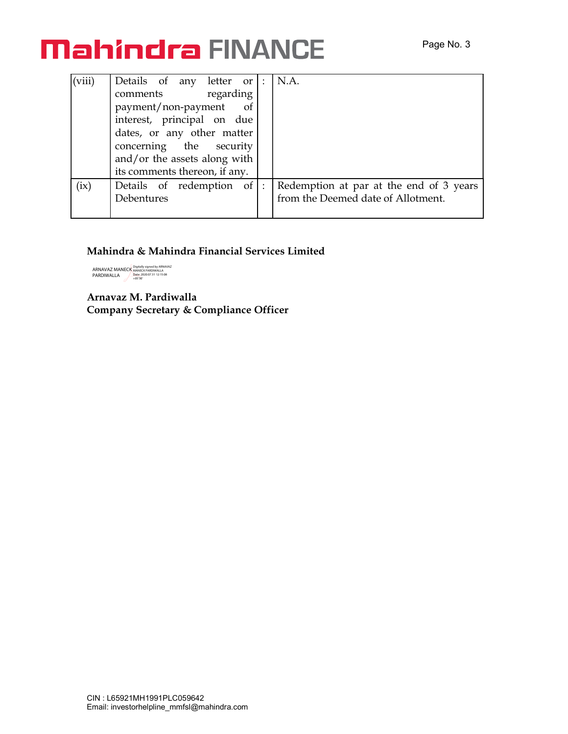| | | | |
|---|---|---|---|
| (viii) | Details of any letter or comments regarding payment/non-payment of interest, principal on due dates, or any other matter concerning the security and/or the assets along with its comments thereon, if any. | : | N.A. |
| (ix) | Details of redemption of Debentures | : | Redemption at par at the end of 3 years from the Deemed date of Allotment. |

**Mahindra & Mahindra Financial Services Limited**

ARNAVAZ MANECK PARDIWALLA Digitally signed by ARNAVAZ MANECK PARDIWALLA Date: 2020.07.31 12:15:08 +05'30'

**Arnavaz M. Pardiwalla**
**Company Secretary & Compliance Officer**

CIN : L65921MH1991PLC059642
Email: investorhelpline_mmfsl@mahindra.com